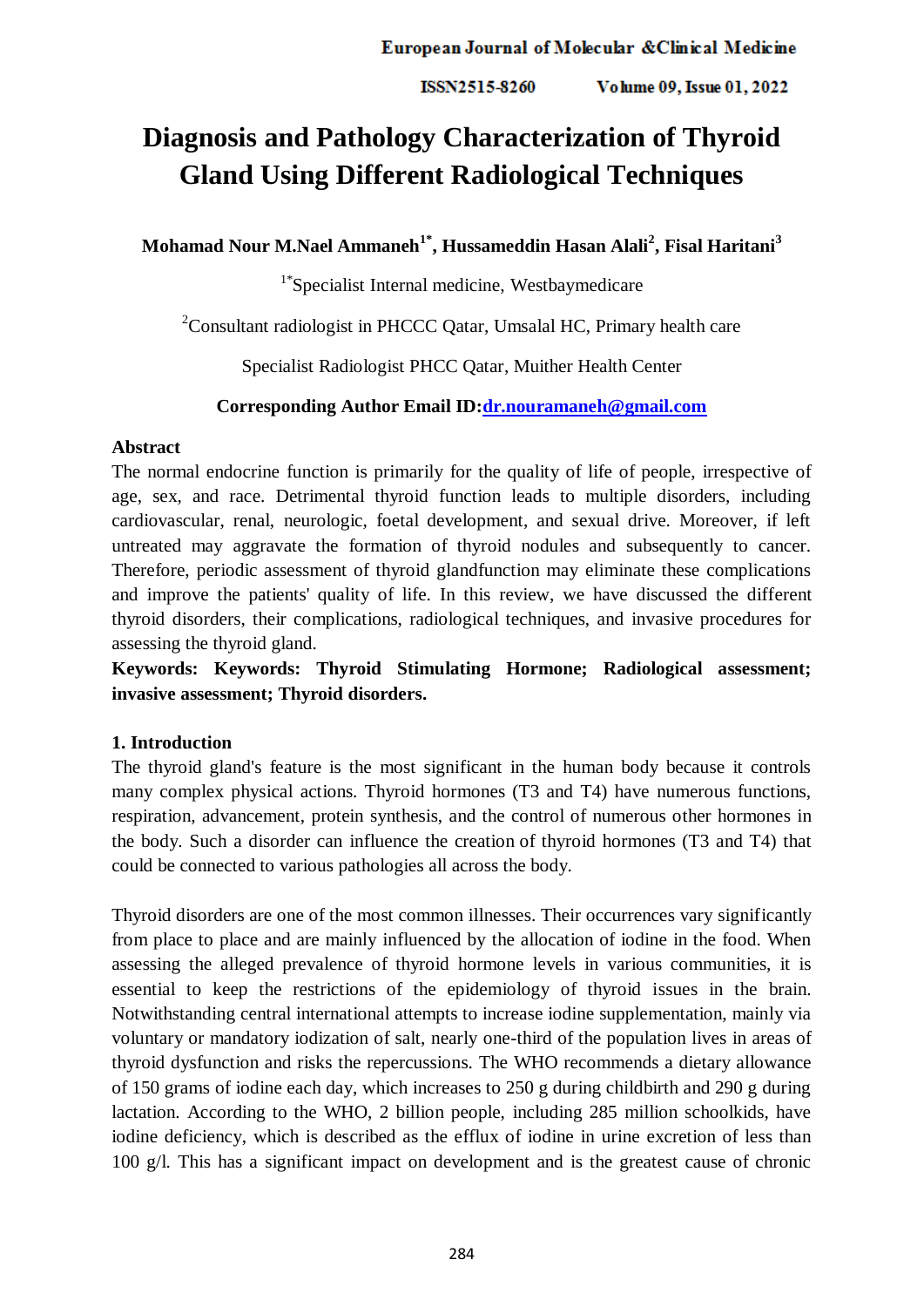# Diagnosis and Pathology Characterization of Thyroid Gland Using Different Radiological Techniques

**Mohamad Nour M.Nael Ammaneh[1*], Hussameddin Hasan Alali[2], Fisal Haritani[3]**

[1*]Specialist Internal medicine, Westbaymedicare

[2]Consultant radiologist in PHCCC Qatar, Umsalal HC, Primary health care

Specialist Radiologist PHCC Qatar, Muither Health Center

**Corresponding Author Email ID:dr.nouramaneh@gmail.com**

## Abstract

The normal endocrine function is primarily for the quality of life of people, irrespective of age, sex, and race. Detrimental thyroid function leads to multiple disorders, including cardiovascular, renal, neurologic, foetal development, and sexual drive. Moreover, if left untreated may aggravate the formation of thyroid nodules and subsequently to cancer. Therefore, periodic assessment of thyroid glandfunction may eliminate these complications and improve the patients' quality of life. In this review, we have discussed the different thyroid disorders, their complications, radiological techniques, and invasive procedures for assessing the thyroid gland.

**Keywords: Keywords: Thyroid Stimulating Hormone; Radiological assessment; invasive assessment; Thyroid disorders.**

## 1. Introduction

The thyroid gland's feature is the most significant in the human body because it controls many complex physical actions. Thyroid hormones (T3 and T4) have numerous functions, respiration, advancement, protein synthesis, and the control of numerous other hormones in the body. Such a disorder can influence the creation of thyroid hormones (T3 and T4) that could be connected to various pathologies all across the body.

Thyroid disorders are one of the most common illnesses. Their occurrences vary significantly from place to place and are mainly influenced by the allocation of iodine in the food. When assessing the alleged prevalence of thyroid hormone levels in various communities, it is essential to keep the restrictions of the epidemiology of thyroid issues in the brain. Notwithstanding central international attempts to increase iodine supplementation, mainly via voluntary or mandatory iodization of salt, nearly one-third of the population lives in areas of thyroid dysfunction and risks the repercussions. The WHO recommends a dietary allowance of 150 grams of iodine each day, which increases to 250 g during childbirth and 290 g during lactation. According to the WHO, 2 billion people, including 285 million schoolkids, have iodine deficiency, which is described as the efflux of iodine in urine excretion of less than 100 g/l. This has a significant impact on development and is the greatest cause of chronic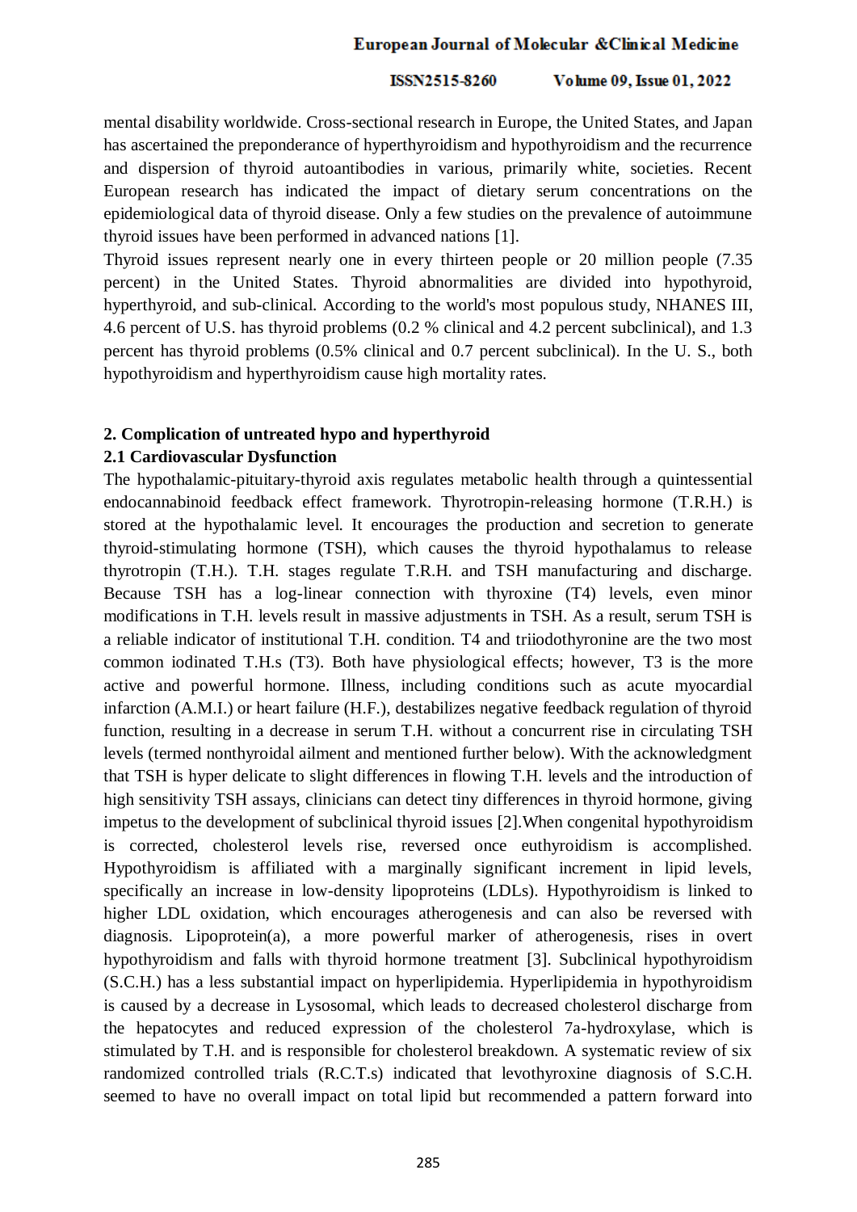mental disability worldwide. Cross-sectional research in Europe, the United States, and Japan has ascertained the preponderance of hyperthyroidism and hypothyroidism and the recurrence and dispersion of thyroid autoantibodies in various, primarily white, societies. Recent European research has indicated the impact of dietary serum concentrations on the epidemiological data of thyroid disease. Only a few studies on the prevalence of autoimmune thyroid issues have been performed in advanced nations [1].

Thyroid issues represent nearly one in every thirteen people or 20 million people (7.35 percent) in the United States. Thyroid abnormalities are divided into hypothyroid, hyperthyroid, and sub-clinical. According to the world's most populous study, NHANES III, 4.6 percent of U.S. has thyroid problems (0.2 % clinical and 4.2 percent subclinical), and 1.3 percent has thyroid problems (0.5% clinical and 0.7 percent subclinical). In the U. S., both hypothyroidism and hyperthyroidism cause high mortality rates.

## 2. Complication of untreated hypo and hyperthyroid

### 2.1 Cardiovascular Dysfunction

The hypothalamic-pituitary-thyroid axis regulates metabolic health through a quintessential endocannabinoid feedback effect framework. Thyrotropin-releasing hormone (T.R.H.) is stored at the hypothalamic level. It encourages the production and secretion to generate thyroid-stimulating hormone (TSH), which causes the thyroid hypothalamus to release thyrotropin (T.H.). T.H. stages regulate T.R.H. and TSH manufacturing and discharge. Because TSH has a log-linear connection with thyroxine (T4) levels, even minor modifications in T.H. levels result in massive adjustments in TSH. As a result, serum TSH is a reliable indicator of institutional T.H. condition. T4 and triiodothyronine are the two most common iodinated T.H.s (T3). Both have physiological effects; however, T3 is the more active and powerful hormone. Illness, including conditions such as acute myocardial infarction (A.M.I.) or heart failure (H.F.), destabilizes negative feedback regulation of thyroid function, resulting in a decrease in serum T.H. without a concurrent rise in circulating TSH levels (termed nonthyroidal ailment and mentioned further below). With the acknowledgment that TSH is hyper delicate to slight differences in flowing T.H. levels and the introduction of high sensitivity TSH assays, clinicians can detect tiny differences in thyroid hormone, giving impetus to the development of subclinical thyroid issues [2].When congenital hypothyroidism is corrected, cholesterol levels rise, reversed once euthyroidism is accomplished. Hypothyroidism is affiliated with a marginally significant increment in lipid levels, specifically an increase in low-density lipoproteins (LDLs). Hypothyroidism is linked to higher LDL oxidation, which encourages atherogenesis and can also be reversed with diagnosis. Lipoprotein(a), a more powerful marker of atherogenesis, rises in overt hypothyroidism and falls with thyroid hormone treatment [3]. Subclinical hypothyroidism (S.C.H.) has a less substantial impact on hyperlipidemia. Hyperlipidemia in hypothyroidism is caused by a decrease in Lysosomal, which leads to decreased cholesterol discharge from the hepatocytes and reduced expression of the cholesterol 7a-hydroxylase, which is stimulated by T.H. and is responsible for cholesterol breakdown. A systematic review of six randomized controlled trials (R.C.T.s) indicated that levothyroxine diagnosis of S.C.H. seemed to have no overall impact on total lipid but recommended a pattern forward into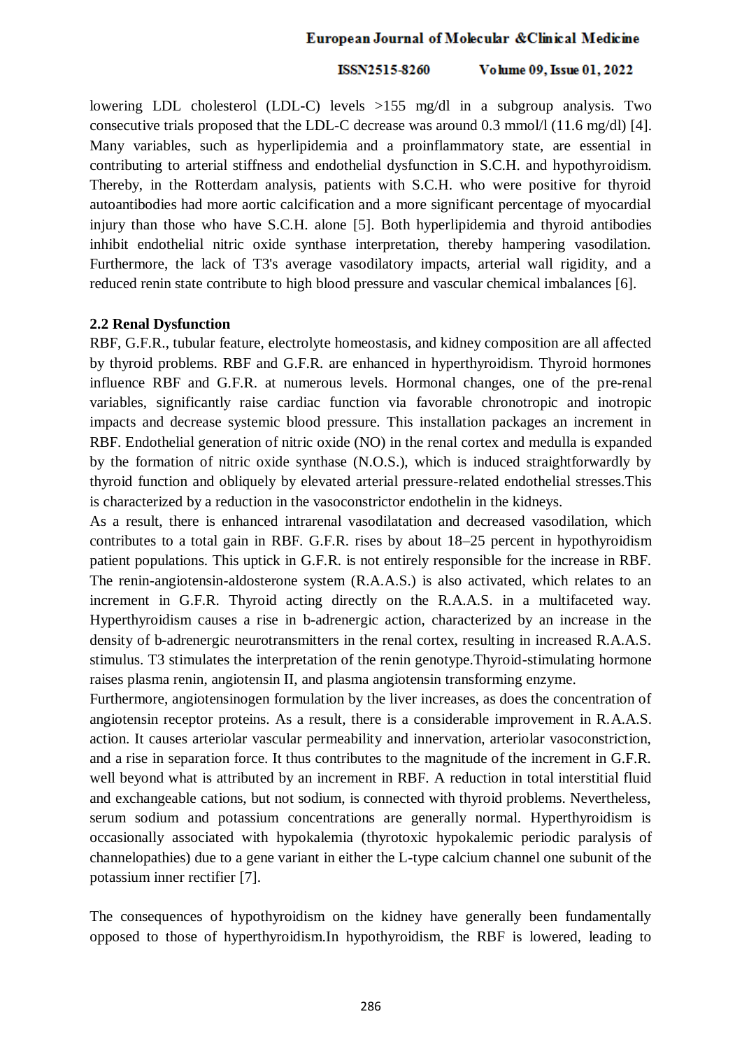lowering LDL cholesterol (LDL-C) levels >155 mg/dl in a subgroup analysis. Two consecutive trials proposed that the LDL-C decrease was around 0.3 mmol/l (11.6 mg/dl) [4]. Many variables, such as hyperlipidemia and a proinflammatory state, are essential in contributing to arterial stiffness and endothelial dysfunction in S.C.H. and hypothyroidism. Thereby, in the Rotterdam analysis, patients with S.C.H. who were positive for thyroid autoantibodies had more aortic calcification and a more significant percentage of myocardial injury than those who have S.C.H. alone [5]. Both hyperlipidemia and thyroid antibodies inhibit endothelial nitric oxide synthase interpretation, thereby hampering vasodilation. Furthermore, the lack of T3's average vasodilatory impacts, arterial wall rigidity, and a reduced renin state contribute to high blood pressure and vascular chemical imbalances [6].

### 2.2 Renal Dysfunction

RBF, G.F.R., tubular feature, electrolyte homeostasis, and kidney composition are all affected by thyroid problems. RBF and G.F.R. are enhanced in hyperthyroidism. Thyroid hormones influence RBF and G.F.R. at numerous levels. Hormonal changes, one of the pre-renal variables, significantly raise cardiac function via favorable chronotropic and inotropic impacts and decrease systemic blood pressure. This installation packages an increment in RBF. Endothelial generation of nitric oxide (NO) in the renal cortex and medulla is expanded by the formation of nitric oxide synthase (N.O.S.), which is induced straightforwardly by thyroid function and obliquely by elevated arterial pressure-related endothelial stresses.This is characterized by a reduction in the vasoconstrictor endothelin in the kidneys.

As a result, there is enhanced intrarenal vasodilatation and decreased vasodilation, which contributes to a total gain in RBF. G.F.R. rises by about 18–25 percent in hypothyroidism patient populations. This uptick in G.F.R. is not entirely responsible for the increase in RBF. The renin-angiotensin-aldosterone system (R.A.A.S.) is also activated, which relates to an increment in G.F.R. Thyroid acting directly on the R.A.A.S. in a multifaceted way. Hyperthyroidism causes a rise in b-adrenergic action, characterized by an increase in the density of b-adrenergic neurotransmitters in the renal cortex, resulting in increased R.A.A.S. stimulus. T3 stimulates the interpretation of the renin genotype.Thyroid-stimulating hormone raises plasma renin, angiotensin II, and plasma angiotensin transforming enzyme.

Furthermore, angiotensinogen formulation by the liver increases, as does the concentration of angiotensin receptor proteins. As a result, there is a considerable improvement in R.A.A.S. action. It causes arteriolar vascular permeability and innervation, arteriolar vasoconstriction, and a rise in separation force. It thus contributes to the magnitude of the increment in G.F.R. well beyond what is attributed by an increment in RBF. A reduction in total interstitial fluid and exchangeable cations, but not sodium, is connected with thyroid problems. Nevertheless, serum sodium and potassium concentrations are generally normal. Hyperthyroidism is occasionally associated with hypokalemia (thyrotoxic hypokalemic periodic paralysis of channelopathies) due to a gene variant in either the L-type calcium channel one subunit of the potassium inner rectifier [7].

The consequences of hypothyroidism on the kidney have generally been fundamentally opposed to those of hyperthyroidism.In hypothyroidism, the RBF is lowered, leading to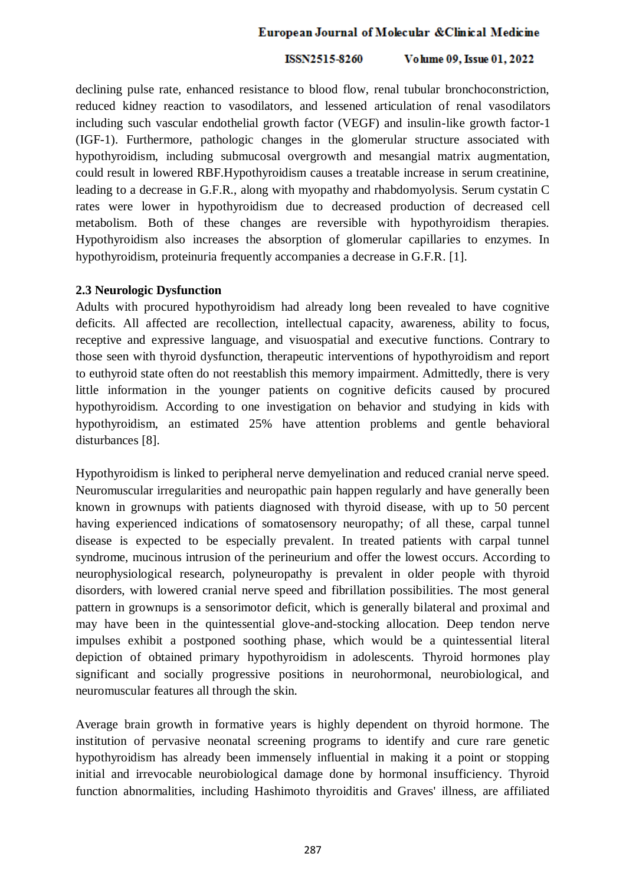declining pulse rate, enhanced resistance to blood flow, renal tubular bronchoconstriction, reduced kidney reaction to vasodilators, and lessened articulation of renal vasodilators including such vascular endothelial growth factor (VEGF) and insulin-like growth factor-1 (IGF-1). Furthermore, pathologic changes in the glomerular structure associated with hypothyroidism, including submucosal overgrowth and mesangial matrix augmentation, could result in lowered RBF.Hypothyroidism causes a treatable increase in serum creatinine, leading to a decrease in G.F.R., along with myopathy and rhabdomyolysis. Serum cystatin C rates were lower in hypothyroidism due to decreased production of decreased cell metabolism. Both of these changes are reversible with hypothyroidism therapies. Hypothyroidism also increases the absorption of glomerular capillaries to enzymes. In hypothyroidism, proteinuria frequently accompanies a decrease in G.F.R. [1].

### 2.3 Neurologic Dysfunction

Adults with procured hypothyroidism had already long been revealed to have cognitive deficits. All affected are recollection, intellectual capacity, awareness, ability to focus, receptive and expressive language, and visuospatial and executive functions. Contrary to those seen with thyroid dysfunction, therapeutic interventions of hypothyroidism and report to euthyroid state often do not reestablish this memory impairment. Admittedly, there is very little information in the younger patients on cognitive deficits caused by procured hypothyroidism. According to one investigation on behavior and studying in kids with hypothyroidism, an estimated 25% have attention problems and gentle behavioral disturbances [8].

Hypothyroidism is linked to peripheral nerve demyelination and reduced cranial nerve speed. Neuromuscular irregularities and neuropathic pain happen regularly and have generally been known in grownups with patients diagnosed with thyroid disease, with up to 50 percent having experienced indications of somatosensory neuropathy; of all these, carpal tunnel disease is expected to be especially prevalent. In treated patients with carpal tunnel syndrome, mucinous intrusion of the perineurium and offer the lowest occurs. According to neurophysiological research, polyneuropathy is prevalent in older people with thyroid disorders, with lowered cranial nerve speed and fibrillation possibilities. The most general pattern in grownups is a sensorimotor deficit, which is generally bilateral and proximal and may have been in the quintessential glove-and-stocking allocation. Deep tendon nerve impulses exhibit a postponed soothing phase, which would be a quintessential literal depiction of obtained primary hypothyroidism in adolescents. Thyroid hormones play significant and socially progressive positions in neurohormonal, neurobiological, and neuromuscular features all through the skin.

Average brain growth in formative years is highly dependent on thyroid hormone. The institution of pervasive neonatal screening programs to identify and cure rare genetic hypothyroidism has already been immensely influential in making it a point or stopping initial and irrevocable neurobiological damage done by hormonal insufficiency. Thyroid function abnormalities, including Hashimoto thyroiditis and Graves' illness, are affiliated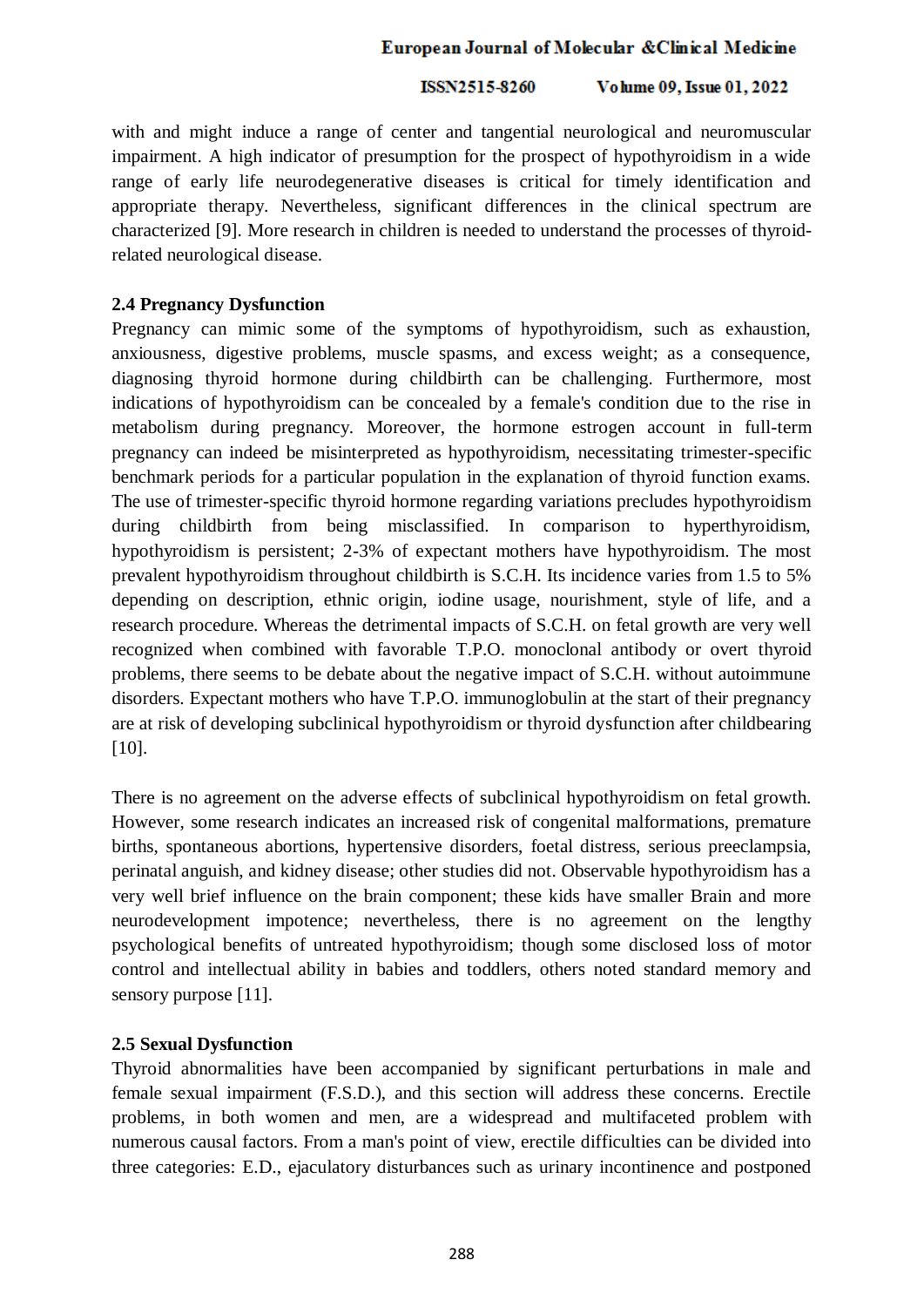with and might induce a range of center and tangential neurological and neuromuscular impairment. A high indicator of presumption for the prospect of hypothyroidism in a wide range of early life neurodegenerative diseases is critical for timely identification and appropriate therapy. Nevertheless, significant differences in the clinical spectrum are characterized [9]. More research in children is needed to understand the processes of thyroid-related neurological disease.

### 2.4 Pregnancy Dysfunction

Pregnancy can mimic some of the symptoms of hypothyroidism, such as exhaustion, anxiousness, digestive problems, muscle spasms, and excess weight; as a consequence, diagnosing thyroid hormone during childbirth can be challenging. Furthermore, most indications of hypothyroidism can be concealed by a female's condition due to the rise in metabolism during pregnancy. Moreover, the hormone estrogen account in full-term pregnancy can indeed be misinterpreted as hypothyroidism, necessitating trimester-specific benchmark periods for a particular population in the explanation of thyroid function exams. The use of trimester-specific thyroid hormone regarding variations precludes hypothyroidism during childbirth from being misclassified. In comparison to hyperthyroidism, hypothyroidism is persistent; 2-3% of expectant mothers have hypothyroidism. The most prevalent hypothyroidism throughout childbirth is S.C.H. Its incidence varies from 1.5 to 5% depending on description, ethnic origin, iodine usage, nourishment, style of life, and a research procedure. Whereas the detrimental impacts of S.C.H. on fetal growth are very well recognized when combined with favorable T.P.O. monoclonal antibody or overt thyroid problems, there seems to be debate about the negative impact of S.C.H. without autoimmune disorders. Expectant mothers who have T.P.O. immunoglobulin at the start of their pregnancy are at risk of developing subclinical hypothyroidism or thyroid dysfunction after childbearing [10].

There is no agreement on the adverse effects of subclinical hypothyroidism on fetal growth. However, some research indicates an increased risk of congenital malformations, premature births, spontaneous abortions, hypertensive disorders, foetal distress, serious preeclampsia, perinatal anguish, and kidney disease; other studies did not. Observable hypothyroidism has a very well brief influence on the brain component; these kids have smaller Brain and more neurodevelopment impotence; nevertheless, there is no agreement on the lengthy psychological benefits of untreated hypothyroidism; though some disclosed loss of motor control and intellectual ability in babies and toddlers, others noted standard memory and sensory purpose [11].

### 2.5 Sexual Dysfunction

Thyroid abnormalities have been accompanied by significant perturbations in male and female sexual impairment (F.S.D.), and this section will address these concerns. Erectile problems, in both women and men, are a widespread and multifaceted problem with numerous causal factors. From a man's point of view, erectile difficulties can be divided into three categories: E.D., ejaculatory disturbances such as urinary incontinence and postponed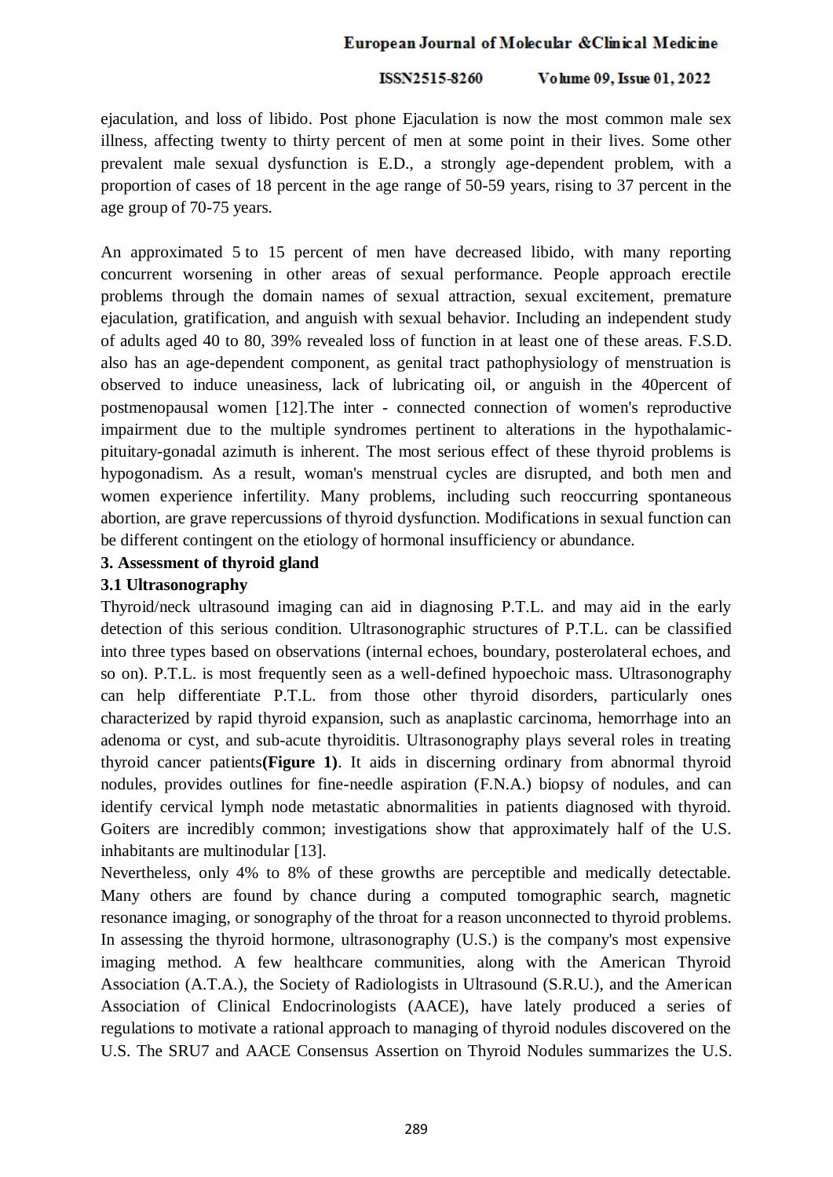ejaculation, and loss of libido. Post phone Ejaculation is now the most common male sex illness, affecting twenty to thirty percent of men at some point in their lives. Some other prevalent male sexual dysfunction is E.D., a strongly age-dependent problem, with a proportion of cases of 18 percent in the age range of 50-59 years, rising to 37 percent in the age group of 70-75 years.

An approximated 5 to 15 percent of men have decreased libido, with many reporting concurrent worsening in other areas of sexual performance. People approach erectile problems through the domain names of sexual attraction, sexual excitement, premature ejaculation, gratification, and anguish with sexual behavior. Including an independent study of adults aged 40 to 80, 39% revealed loss of function in at least one of these areas. F.S.D. also has an age-dependent component, as genital tract pathophysiology of menstruation is observed to induce uneasiness, lack of lubricating oil, or anguish in the 40percent of postmenopausal women [12].The inter - connected connection of women's reproductive impairment due to the multiple syndromes pertinent to alterations in the hypothalamic-pituitary-gonadal azimuth is inherent. The most serious effect of these thyroid problems is hypogonadism. As a result, woman's menstrual cycles are disrupted, and both men and women experience infertility. Many problems, including such reoccurring spontaneous abortion, are grave repercussions of thyroid dysfunction. Modifications in sexual function can be different contingent on the etiology of hormonal insufficiency or abundance.

## 3. Assessment of thyroid gland

### 3.1 Ultrasonography

Thyroid/neck ultrasound imaging can aid in diagnosing P.T.L. and may aid in the early detection of this serious condition. Ultrasonographic structures of P.T.L. can be classified into three types based on observations (internal echoes, boundary, posterolateral echoes, and so on). P.T.L. is most frequently seen as a well-defined hypoechoic mass. Ultrasonography can help differentiate P.T.L. from those other thyroid disorders, particularly ones characterized by rapid thyroid expansion, such as anaplastic carcinoma, hemorrhage into an adenoma or cyst, and sub-acute thyroiditis. Ultrasonography plays several roles in treating thyroid cancer patients**(Figure 1)**. It aids in discerning ordinary from abnormal thyroid nodules, provides outlines for fine-needle aspiration (F.N.A.) biopsy of nodules, and can identify cervical lymph node metastatic abnormalities in patients diagnosed with thyroid. Goiters are incredibly common; investigations show that approximately half of the U.S. inhabitants are multinodular [13].

Nevertheless, only 4% to 8% of these growths are perceptible and medically detectable. Many others are found by chance during a computed tomographic search, magnetic resonance imaging, or sonography of the throat for a reason unconnected to thyroid problems. In assessing the thyroid hormone, ultrasonography (U.S.) is the company's most expensive imaging method. A few healthcare communities, along with the American Thyroid Association (A.T.A.), the Society of Radiologists in Ultrasound (S.R.U.), and the American Association of Clinical Endocrinologists (AACE), have lately produced a series of regulations to motivate a rational approach to managing of thyroid nodules discovered on the U.S. The SRU7 and AACE Consensus Assertion on Thyroid Nodules summarizes the U.S.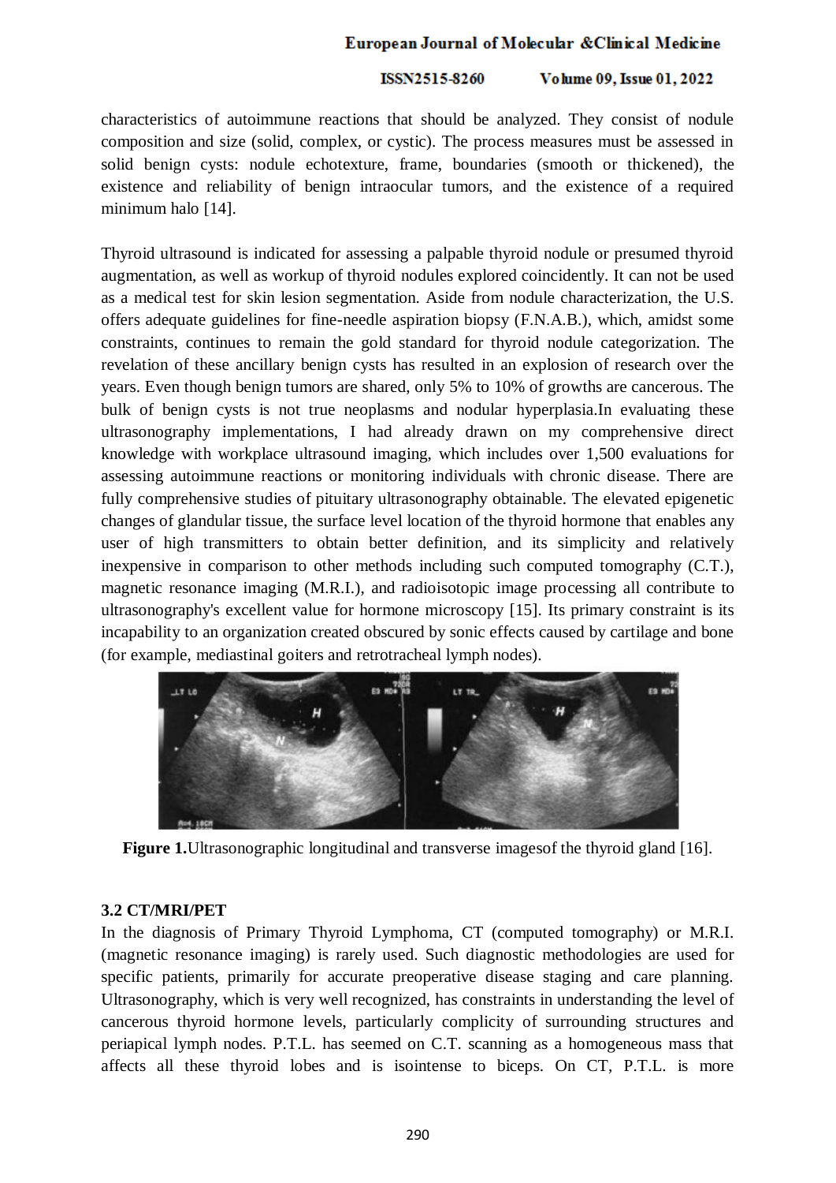characteristics of autoimmune reactions that should be analyzed. They consist of nodule composition and size (solid, complex, or cystic). The process measures must be assessed in solid benign cysts: nodule echotexture, frame, boundaries (smooth or thickened), the existence and reliability of benign intraocular tumors, and the existence of a required minimum halo [14].

Thyroid ultrasound is indicated for assessing a palpable thyroid nodule or presumed thyroid augmentation, as well as workup of thyroid nodules explored coincidently. It can not be used as a medical test for skin lesion segmentation. Aside from nodule characterization, the U.S. offers adequate guidelines for fine-needle aspiration biopsy (F.N.A.B.), which, amidst some constraints, continues to remain the gold standard for thyroid nodule categorization. The revelation of these ancillary benign cysts has resulted in an explosion of research over the years. Even though benign tumors are shared, only 5% to 10% of growths are cancerous. The bulk of benign cysts is not true neoplasms and nodular hyperplasia.In evaluating these ultrasonography implementations, I had already drawn on my comprehensive direct knowledge with workplace ultrasound imaging, which includes over 1,500 evaluations for assessing autoimmune reactions or monitoring individuals with chronic disease. There are fully comprehensive studies of pituitary ultrasonography obtainable. The elevated epigenetic changes of glandular tissue, the surface level location of the thyroid hormone that enables any user of high transmitters to obtain better definition, and its simplicity and relatively inexpensive in comparison to other methods including such computed tomography (C.T.), magnetic resonance imaging (M.R.I.), and radioisotopic image processing all contribute to ultrasonography's excellent value for hormone microscopy [15]. Its primary constraint is its incapability to an organization created obscured by sonic effects caused by cartilage and bone (for example, mediastinal goiters and retrotracheal lymph nodes).

**Figure 1.** Ultrasonographic longitudinal and transverse imagesof the thyroid gland [16].

### 3.2 CT/MRI/PET

In the diagnosis of Primary Thyroid Lymphoma, CT (computed tomography) or M.R.I. (magnetic resonance imaging) is rarely used. Such diagnostic methodologies are used for specific patients, primarily for accurate preoperative disease staging and care planning. Ultrasonography, which is very well recognized, has constraints in understanding the level of cancerous thyroid hormone levels, particularly complicity of surrounding structures and periapical lymph nodes. P.T.L. has seemed on C.T. scanning as a homogeneous mass that affects all these thyroid lobes and is isointense to biceps. On CT, P.T.L. is more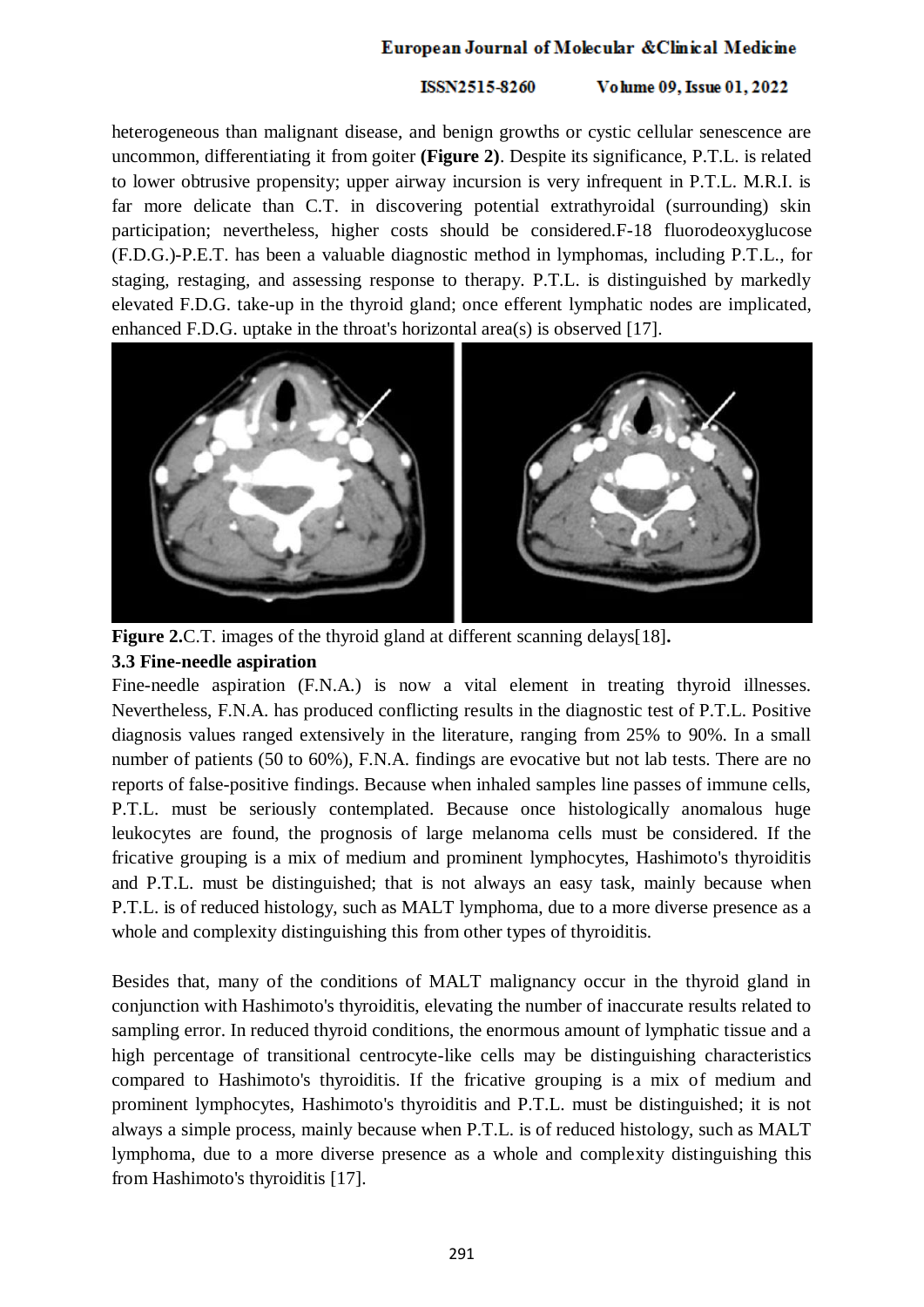heterogeneous than malignant disease, and benign growths or cystic cellular senescence are uncommon, differentiating it from goiter **(Figure 2)**. Despite its significance, P.T.L. is related to lower obtrusive propensity; upper airway incursion is very infrequent in P.T.L. M.R.I. is far more delicate than C.T. in discovering potential extrathyroidal (surrounding) skin participation; nevertheless, higher costs should be considered.F-18 fluorodeoxyglucose (F.D.G.)-P.E.T. has been a valuable diagnostic method in lymphomas, including P.T.L., for staging, restaging, and assessing response to therapy. P.T.L. is distinguished by markedly elevated F.D.G. take-up in the thyroid gland; once efferent lymphatic nodes are implicated, enhanced F.D.G. uptake in the throat's horizontal area(s) is observed [17].

**Figure 2.**C.T. images of the thyroid gland at different scanning delays[18]**.**

### 3.3 Fine-needle aspiration

Fine-needle aspiration (F.N.A.) is now a vital element in treating thyroid illnesses. Nevertheless, F.N.A. has produced conflicting results in the diagnostic test of P.T.L. Positive diagnosis values ranged extensively in the literature, ranging from 25% to 90%. In a small number of patients (50 to 60%), F.N.A. findings are evocative but not lab tests. There are no reports of false-positive findings. Because when inhaled samples line passes of immune cells, P.T.L. must be seriously contemplated. Because once histologically anomalous huge leukocytes are found, the prognosis of large melanoma cells must be considered. If the fricative grouping is a mix of medium and prominent lymphocytes, Hashimoto's thyroiditis and P.T.L. must be distinguished; that is not always an easy task, mainly because when P.T.L. is of reduced histology, such as MALT lymphoma, due to a more diverse presence as a whole and complexity distinguishing this from other types of thyroiditis.

Besides that, many of the conditions of MALT malignancy occur in the thyroid gland in conjunction with Hashimoto's thyroiditis, elevating the number of inaccurate results related to sampling error. In reduced thyroid conditions, the enormous amount of lymphatic tissue and a high percentage of transitional centrocyte-like cells may be distinguishing characteristics compared to Hashimoto's thyroiditis. If the fricative grouping is a mix of medium and prominent lymphocytes, Hashimoto's thyroiditis and P.T.L. must be distinguished; it is not always a simple process, mainly because when P.T.L. is of reduced histology, such as MALT lymphoma, due to a more diverse presence as a whole and complexity distinguishing this from Hashimoto's thyroiditis [17].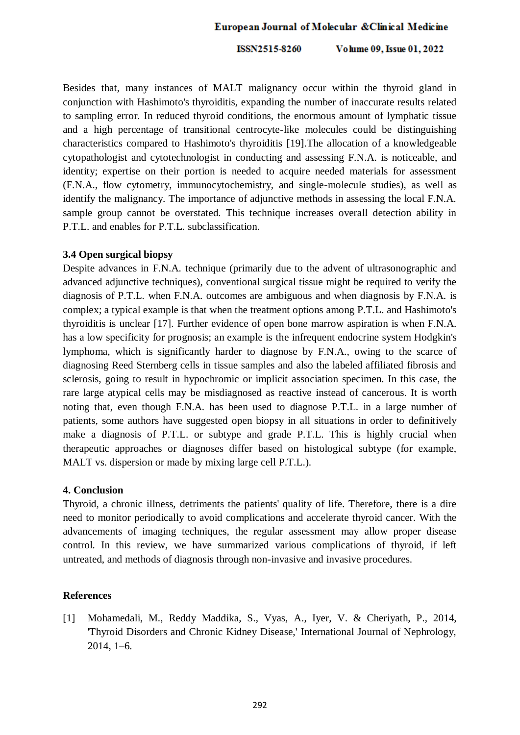Besides that, many instances of MALT malignancy occur within the thyroid gland in conjunction with Hashimoto's thyroiditis, expanding the number of inaccurate results related to sampling error. In reduced thyroid conditions, the enormous amount of lymphatic tissue and a high percentage of transitional centrocyte-like molecules could be distinguishing characteristics compared to Hashimoto's thyroiditis [19].The allocation of a knowledgeable cytopathologist and cytotechnologist in conducting and assessing F.N.A. is noticeable, and identity; expertise on their portion is needed to acquire needed materials for assessment (F.N.A., flow cytometry, immunocytochemistry, and single-molecule studies), as well as identify the malignancy. The importance of adjunctive methods in assessing the local F.N.A. sample group cannot be overstated. This technique increases overall detection ability in P.T.L. and enables for P.T.L. subclassification.

### 3.4 Open surgical biopsy

Despite advances in F.N.A. technique (primarily due to the advent of ultrasonographic and advanced adjunctive techniques), conventional surgical tissue might be required to verify the diagnosis of P.T.L. when F.N.A. outcomes are ambiguous and when diagnosis by F.N.A. is complex; a typical example is that when the treatment options among P.T.L. and Hashimoto's thyroiditis is unclear [17]. Further evidence of open bone marrow aspiration is when F.N.A. has a low specificity for prognosis; an example is the infrequent endocrine system Hodgkin's lymphoma, which is significantly harder to diagnose by F.N.A., owing to the scarce of diagnosing Reed Sternberg cells in tissue samples and also the labeled affiliated fibrosis and sclerosis, going to result in hypochromic or implicit association specimen. In this case, the rare large atypical cells may be misdiagnosed as reactive instead of cancerous. It is worth noting that, even though F.N.A. has been used to diagnose P.T.L. in a large number of patients, some authors have suggested open biopsy in all situations in order to definitively make a diagnosis of P.T.L. or subtype and grade P.T.L. This is highly crucial when therapeutic approaches or diagnoses differ based on histological subtype (for example, MALT vs. dispersion or made by mixing large cell P.T.L.).

## 4. Conclusion

Thyroid, a chronic illness, detriments the patients' quality of life. Therefore, there is a dire need to monitor periodically to avoid complications and accelerate thyroid cancer. With the advancements of imaging techniques, the regular assessment may allow proper disease control. In this review, we have summarized various complications of thyroid, if left untreated, and methods of diagnosis through non-invasive and invasive procedures.

## References

[1] Mohamedali, M., Reddy Maddika, S., Vyas, A., Iyer, V. & Cheriyath, P., 2014, 'Thyroid Disorders and Chronic Kidney Disease,' International Journal of Nephrology, 2014, 1–6.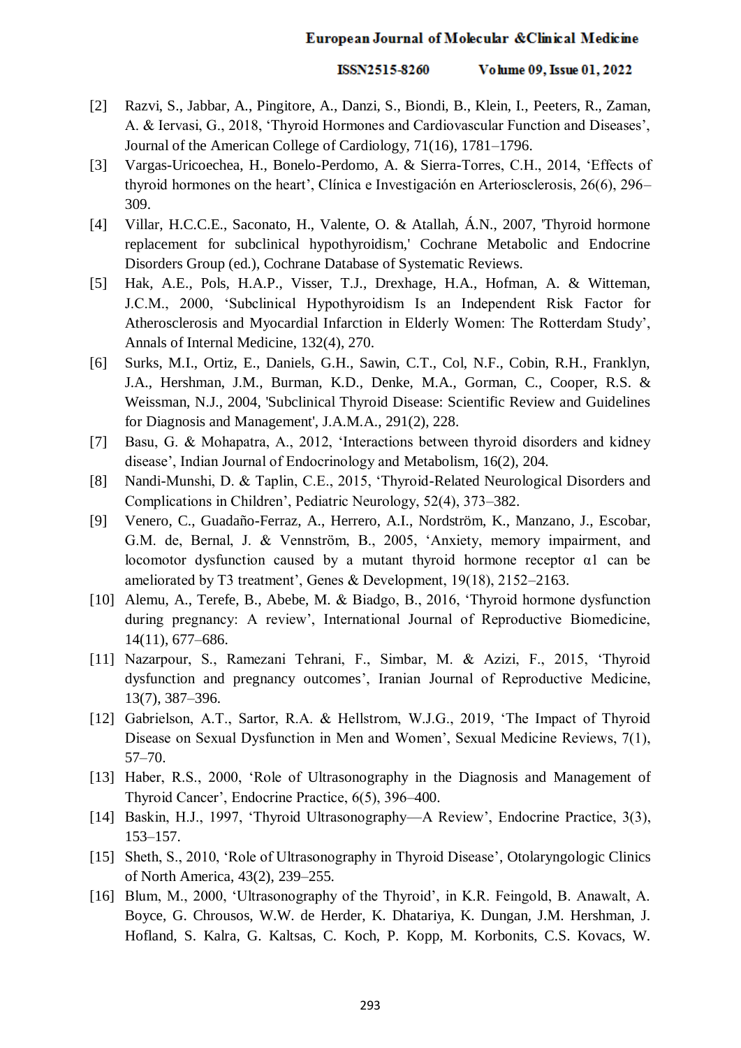[2] Razvi, S., Jabbar, A., Pingitore, A., Danzi, S., Biondi, B., Klein, I., Peeters, R., Zaman, A. & Iervasi, G., 2018, 'Thyroid Hormones and Cardiovascular Function and Diseases', Journal of the American College of Cardiology, 71(16), 1781–1796.

[3] Vargas-Uricoechea, H., Bonelo-Perdomo, A. & Sierra-Torres, C.H., 2014, 'Effects of thyroid hormones on the heart', Clínica e Investigación en Arteriosclerosis, 26(6), 296–309.

[4] Villar, H.C.C.E., Saconato, H., Valente, O. & Atallah, Á.N., 2007, 'Thyroid hormone replacement for subclinical hypothyroidism,' Cochrane Metabolic and Endocrine Disorders Group (ed.), Cochrane Database of Systematic Reviews.

[5] Hak, A.E., Pols, H.A.P., Visser, T.J., Drexhage, H.A., Hofman, A. & Witteman, J.C.M., 2000, 'Subclinical Hypothyroidism Is an Independent Risk Factor for Atherosclerosis and Myocardial Infarction in Elderly Women: The Rotterdam Study', Annals of Internal Medicine, 132(4), 270.

[6] Surks, M.I., Ortiz, E., Daniels, G.H., Sawin, C.T., Col, N.F., Cobin, R.H., Franklyn, J.A., Hershman, J.M., Burman, K.D., Denke, M.A., Gorman, C., Cooper, R.S. & Weissman, N.J., 2004, 'Subclinical Thyroid Disease: Scientific Review and Guidelines for Diagnosis and Management', J.A.M.A., 291(2), 228.

[7] Basu, G. & Mohapatra, A., 2012, 'Interactions between thyroid disorders and kidney disease', Indian Journal of Endocrinology and Metabolism, 16(2), 204.

[8] Nandi-Munshi, D. & Taplin, C.E., 2015, 'Thyroid-Related Neurological Disorders and Complications in Children', Pediatric Neurology, 52(4), 373–382.

[9] Venero, C., Guadaño-Ferraz, A., Herrero, A.I., Nordström, K., Manzano, J., Escobar, G.M. de, Bernal, J. & Vennström, B., 2005, 'Anxiety, memory impairment, and locomotor dysfunction caused by a mutant thyroid hormone receptor α1 can be ameliorated by T3 treatment', Genes & Development, 19(18), 2152–2163.

[10] Alemu, A., Terefe, B., Abebe, M. & Biadgo, B., 2016, 'Thyroid hormone dysfunction during pregnancy: A review', International Journal of Reproductive Biomedicine, 14(11), 677–686.

[11] Nazarpour, S., Ramezani Tehrani, F., Simbar, M. & Azizi, F., 2015, 'Thyroid dysfunction and pregnancy outcomes', Iranian Journal of Reproductive Medicine, 13(7), 387–396.

[12] Gabrielson, A.T., Sartor, R.A. & Hellstrom, W.J.G., 2019, 'The Impact of Thyroid Disease on Sexual Dysfunction in Men and Women', Sexual Medicine Reviews, 7(1), 57–70.

[13] Haber, R.S., 2000, 'Role of Ultrasonography in the Diagnosis and Management of Thyroid Cancer', Endocrine Practice, 6(5), 396–400.

[14] Baskin, H.J., 1997, 'Thyroid Ultrasonography—A Review', Endocrine Practice, 3(3), 153–157.

[15] Sheth, S., 2010, 'Role of Ultrasonography in Thyroid Disease', Otolaryngologic Clinics of North America, 43(2), 239–255.

[16] Blum, M., 2000, 'Ultrasonography of the Thyroid', in K.R. Feingold, B. Anawalt, A. Boyce, G. Chrousos, W.W. de Herder, K. Dhatariya, K. Dungan, J.M. Hershman, J. Hofland, S. Kalra, G. Kaltsas, C. Koch, P. Kopp, M. Korbonits, C.S. Kovacs, W.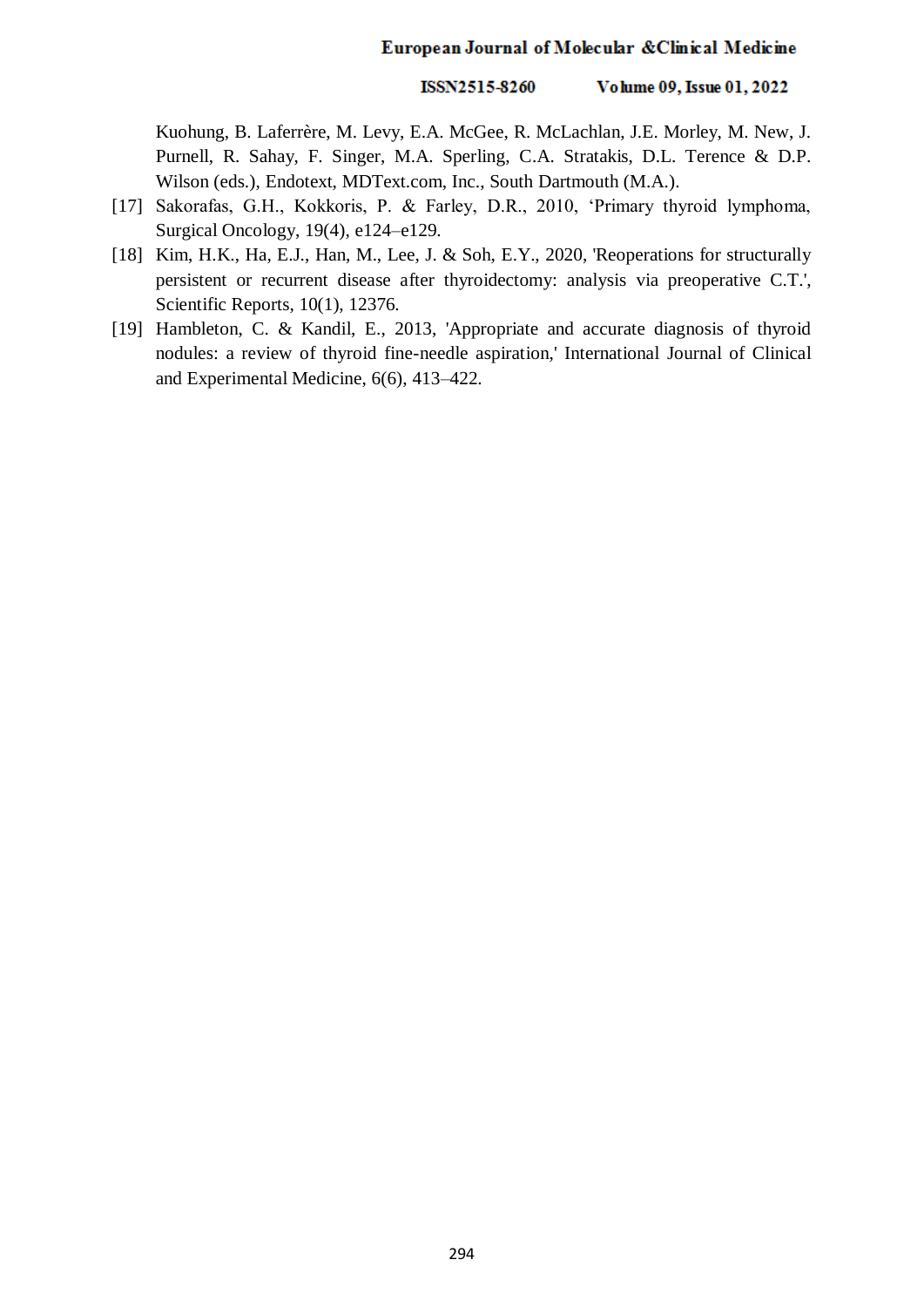Kuohung, B. Laferrère, M. Levy, E.A. McGee, R. McLachlan, J.E. Morley, M. New, J. Purnell, R. Sahay, F. Singer, M.A. Sperling, C.A. Stratakis, D.L. Terence & D.P. Wilson (eds.), Endotext, MDText.com, Inc., South Dartmouth (M.A.).

[17] Sakorafas, G.H., Kokkoris, P. & Farley, D.R., 2010, 'Primary thyroid lymphoma, Surgical Oncology, 19(4), e124–e129.

[18] Kim, H.K., Ha, E.J., Han, M., Lee, J. & Soh, E.Y., 2020, 'Reoperations for structurally persistent or recurrent disease after thyroidectomy: analysis via preoperative C.T.', Scientific Reports, 10(1), 12376.

[19] Hambleton, C. & Kandil, E., 2013, 'Appropriate and accurate diagnosis of thyroid nodules: a review of thyroid fine-needle aspiration,' International Journal of Clinical and Experimental Medicine, 6(6), 413–422.